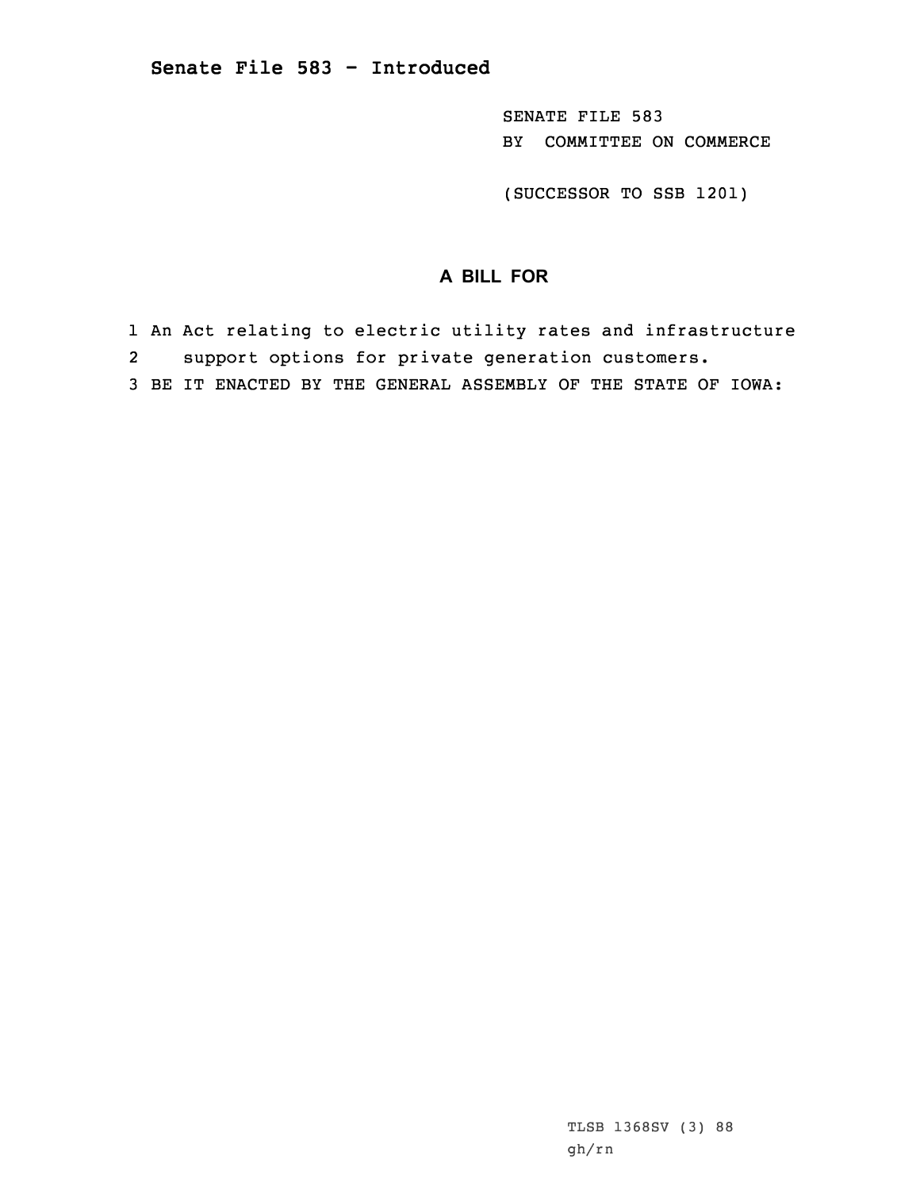# Senate File 583 - Introduced

SENATE FILE 583
BY COMMITTEE ON COMMERCE

(SUCCESSOR TO SSB 1201)

## A BILL FOR

1 An Act relating to electric utility rates and infrastructure
2 support options for private generation customers.
3 BE IT ENACTED BY THE GENERAL ASSEMBLY OF THE STATE OF IOWA:

TLSB 1368SV (3) 88
gh/rn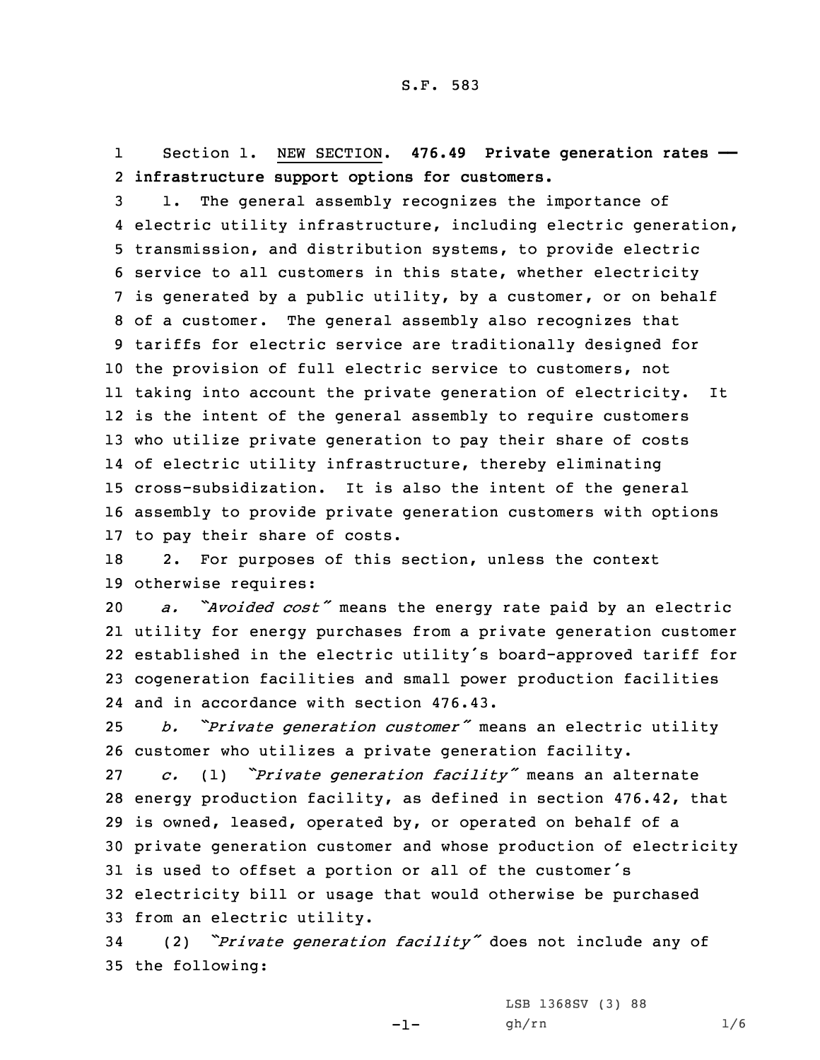S.F. 583

Section 1. NEW SECTION. **476.49 Private generation rates — infrastructure support options for customers.**

1. The general assembly recognizes the importance of electric utility infrastructure, including electric generation, transmission, and distribution systems, to provide electric service to all customers in this state, whether electricity is generated by a public utility, by a customer, or on behalf of a customer. The general assembly also recognizes that tariffs for electric service are traditionally designed for the provision of full electric service to customers, not taking into account the private generation of electricity. It is the intent of the general assembly to require customers who utilize private generation to pay their share of costs of electric utility infrastructure, thereby eliminating cross-subsidization. It is also the intent of the general assembly to provide private generation customers with options to pay their share of costs.

2. For purposes of this section, unless the context otherwise requires:

*a. "Avoided cost"* means the energy rate paid by an electric utility for energy purchases from a private generation customer established in the electric utility's board-approved tariff for cogeneration facilities and small power production facilities and in accordance with section 476.43.

*b. "Private generation customer"* means an electric utility customer who utilizes a private generation facility.

*c.* (1) *"Private generation facility"* means an alternate energy production facility, as defined in section 476.42, that is owned, leased, operated by, or operated on behalf of a private generation customer and whose production of electricity is used to offset a portion or all of the customer's electricity bill or usage that would otherwise be purchased from an electric utility.

(2) *"Private generation facility"* does not include any of the following: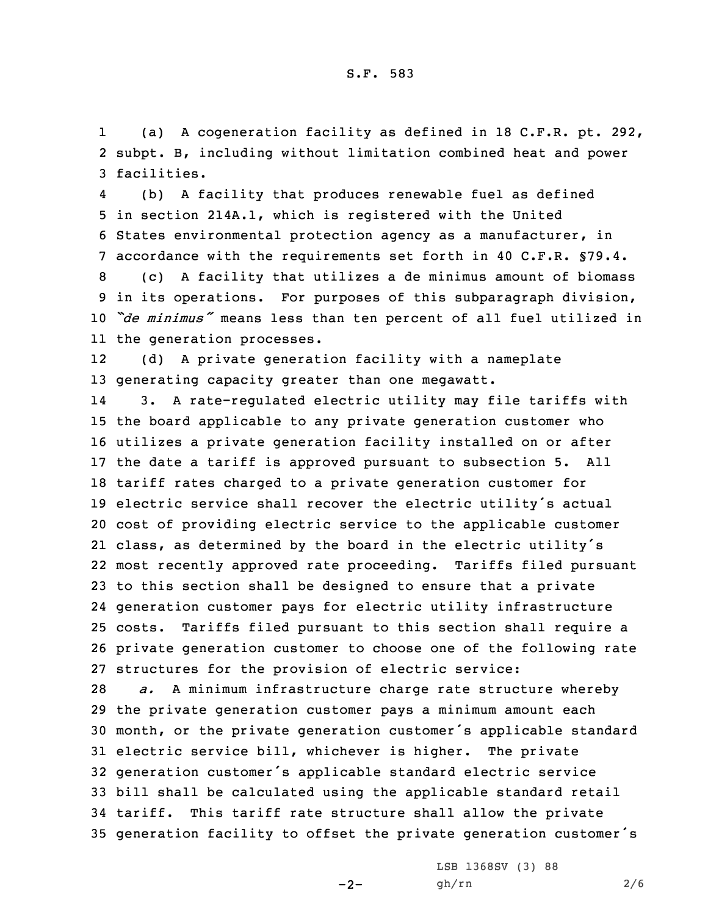(a) A cogeneration facility as defined in 18 C.F.R. pt. 292, subpt. B, including without limitation combined heat and power facilities.

(b) A facility that produces renewable fuel as defined in section 214A.1, which is registered with the United States environmental protection agency as a manufacturer, in accordance with the requirements set forth in 40 C.F.R. §79.4.

(c) A facility that utilizes a de minimus amount of biomass in its operations. For purposes of this subparagraph division, *"de minimus"* means less than ten percent of all fuel utilized in the generation processes.

(d) A private generation facility with a nameplate generating capacity greater than one megawatt.

3. A rate-regulated electric utility may file tariffs with the board applicable to any private generation customer who utilizes a private generation facility installed on or after the date a tariff is approved pursuant to subsection 5. All tariff rates charged to a private generation customer for electric service shall recover the electric utility's actual cost of providing electric service to the applicable customer class, as determined by the board in the electric utility's most recently approved rate proceeding. Tariffs filed pursuant to this section shall be designed to ensure that a private generation customer pays for electric utility infrastructure costs. Tariffs filed pursuant to this section shall require a private generation customer to choose one of the following rate structures for the provision of electric service:

*a.* A minimum infrastructure charge rate structure whereby the private generation customer pays a minimum amount each month, or the private generation customer's applicable standard electric service bill, whichever is higher. The private generation customer's applicable standard electric service bill shall be calculated using the applicable standard retail tariff. This tariff rate structure shall allow the private generation facility to offset the private generation customer's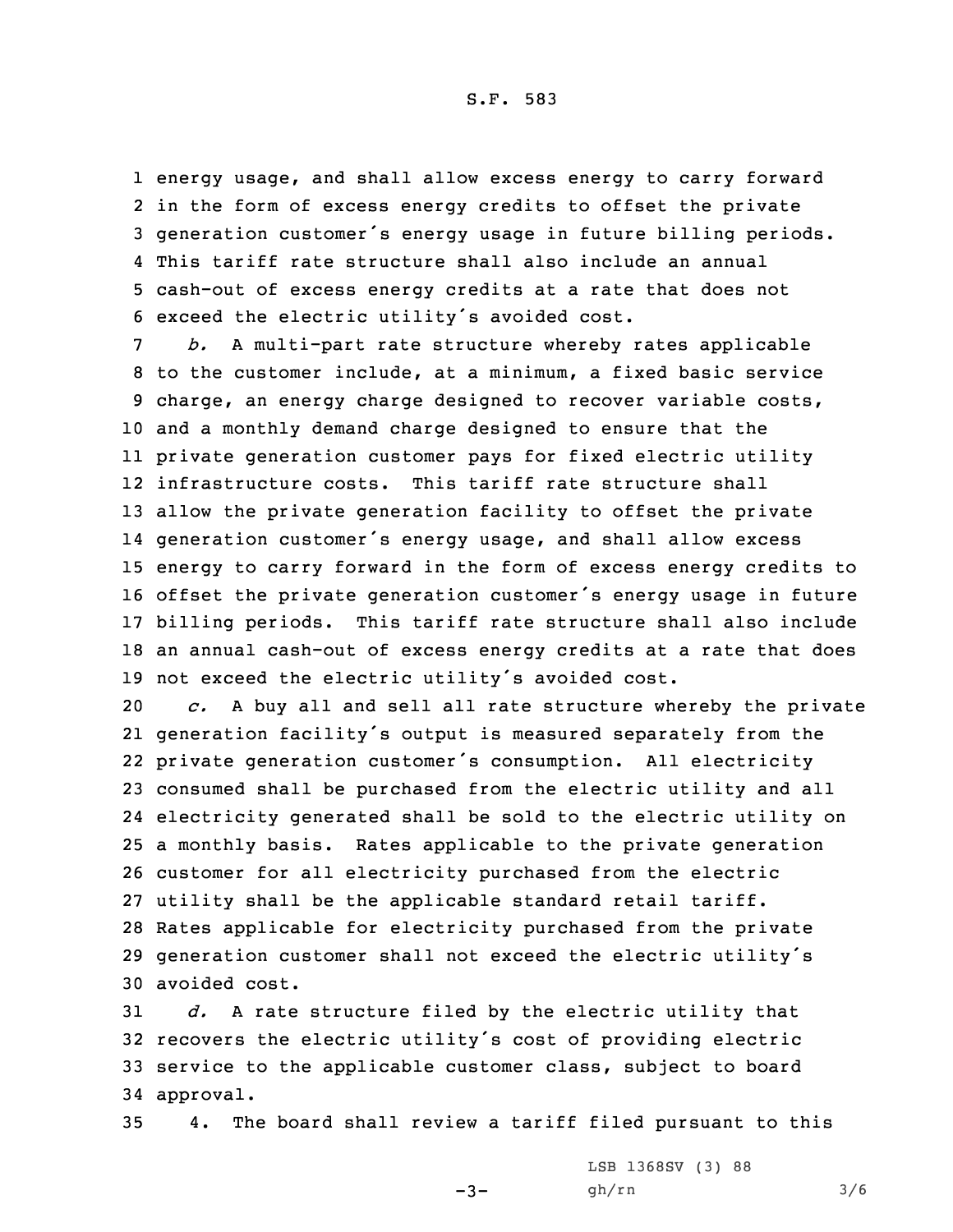energy usage, and shall allow excess energy to carry forward in the form of excess energy credits to offset the private generation customer's energy usage in future billing periods. This tariff rate structure shall also include an annual cash-out of excess energy credits at a rate that does not exceed the electric utility's avoided cost.

*b.* A multi-part rate structure whereby rates applicable to the customer include, at a minimum, a fixed basic service charge, an energy charge designed to recover variable costs, and a monthly demand charge designed to ensure that the private generation customer pays for fixed electric utility infrastructure costs. This tariff rate structure shall allow the private generation facility to offset the private generation customer's energy usage, and shall allow excess energy to carry forward in the form of excess energy credits to offset the private generation customer's energy usage in future billing periods. This tariff rate structure shall also include an annual cash-out of excess energy credits at a rate that does not exceed the electric utility's avoided cost.

*c.* A buy all and sell all rate structure whereby the private generation facility's output is measured separately from the private generation customer's consumption. All electricity consumed shall be purchased from the electric utility and all electricity generated shall be sold to the electric utility on a monthly basis. Rates applicable to the private generation customer for all electricity purchased from the electric utility shall be the applicable standard retail tariff. Rates applicable for electricity purchased from the private generation customer shall not exceed the electric utility's avoided cost.

*d.* A rate structure filed by the electric utility that recovers the electric utility's cost of providing electric service to the applicable customer class, subject to board approval.

4. The board shall review a tariff filed pursuant to this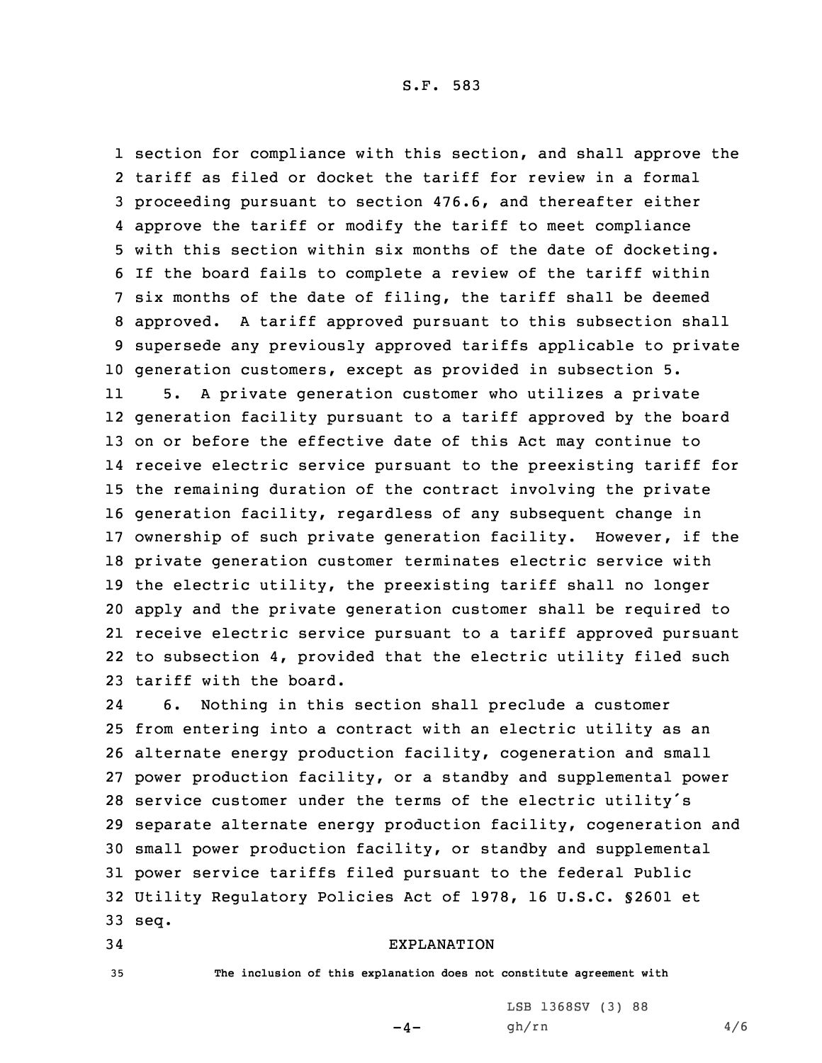section for compliance with this section, and shall approve the tariff as filed or docket the tariff for review in a formal proceeding pursuant to section 476.6, and thereafter either approve the tariff or modify the tariff to meet compliance with this section within six months of the date of docketing. If the board fails to complete a review of the tariff within six months of the date of filing, the tariff shall be deemed approved. A tariff approved pursuant to this subsection shall supersede any previously approved tariffs applicable to private generation customers, except as provided in subsection 5.

5. A private generation customer who utilizes a private generation facility pursuant to a tariff approved by the board on or before the effective date of this Act may continue to receive electric service pursuant to the preexisting tariff for the remaining duration of the contract involving the private generation facility, regardless of any subsequent change in ownership of such private generation facility. However, if the private generation customer terminates electric service with the electric utility, the preexisting tariff shall no longer apply and the private generation customer shall be required to receive electric service pursuant to a tariff approved pursuant to subsection 4, provided that the electric utility filed such tariff with the board.

6. Nothing in this section shall preclude a customer from entering into a contract with an electric utility as an alternate energy production facility, cogeneration and small power production facility, or a standby and supplemental power service customer under the terms of the electric utility's separate alternate energy production facility, cogeneration and small power production facility, or standby and supplemental power service tariffs filed pursuant to the federal Public Utility Regulatory Policies Act of 1978, 16 U.S.C. §2601 et seq.

EXPLANATION

The inclusion of this explanation does not constitute agreement with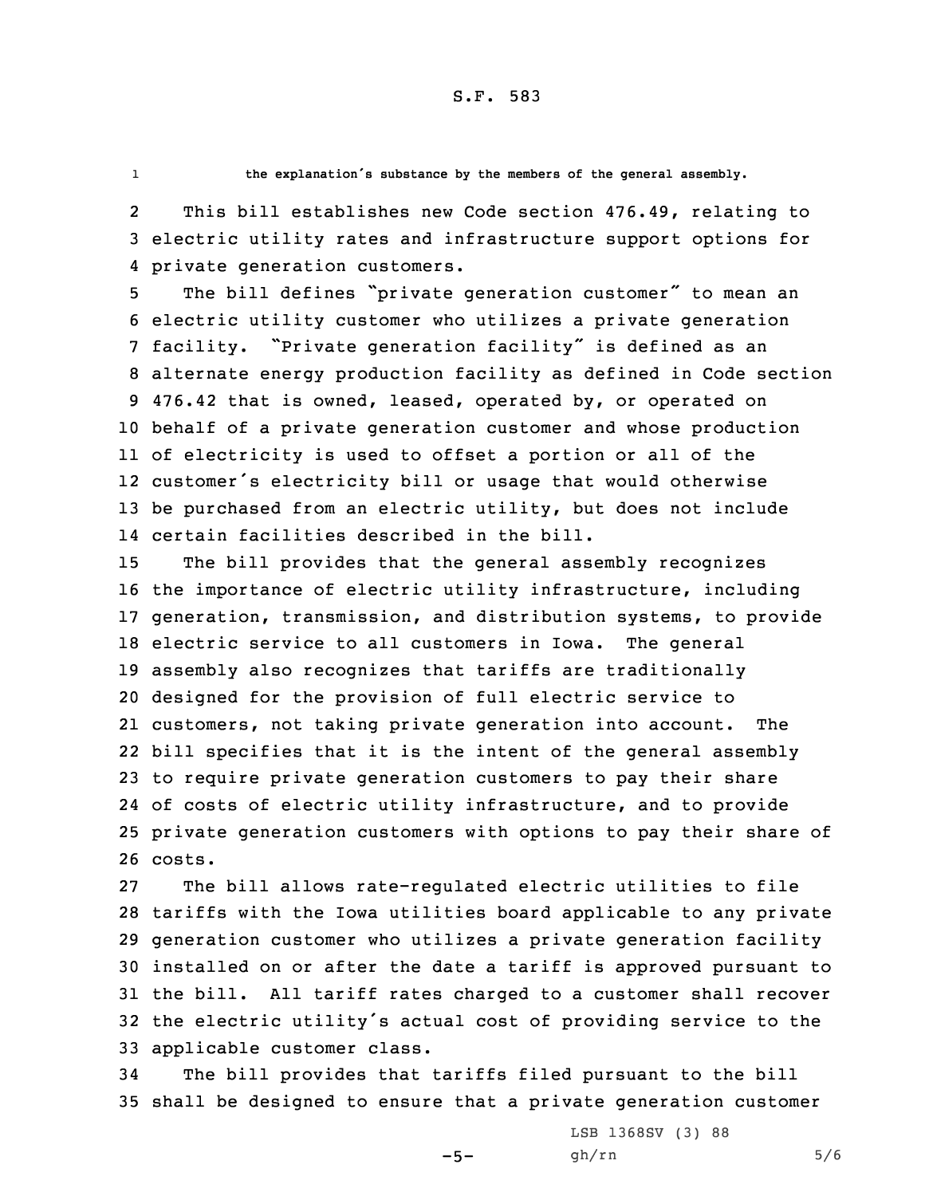the explanation's substance by the members of the general assembly.

This bill establishes new Code section 476.49, relating to electric utility rates and infrastructure support options for private generation customers.

The bill defines "private generation customer" to mean an electric utility customer who utilizes a private generation facility. "Private generation facility" is defined as an alternate energy production facility as defined in Code section 476.42 that is owned, leased, operated by, or operated on behalf of a private generation customer and whose production of electricity is used to offset a portion or all of the customer's electricity bill or usage that would otherwise be purchased from an electric utility, but does not include certain facilities described in the bill.

The bill provides that the general assembly recognizes the importance of electric utility infrastructure, including generation, transmission, and distribution systems, to provide electric service to all customers in Iowa. The general assembly also recognizes that tariffs are traditionally designed for the provision of full electric service to customers, not taking private generation into account. The bill specifies that it is the intent of the general assembly to require private generation customers to pay their share of costs of electric utility infrastructure, and to provide private generation customers with options to pay their share of costs.

The bill allows rate-regulated electric utilities to file tariffs with the Iowa utilities board applicable to any private generation customer who utilizes a private generation facility installed on or after the date a tariff is approved pursuant to the bill. All tariff rates charged to a customer shall recover the electric utility's actual cost of providing service to the applicable customer class.

The bill provides that tariffs filed pursuant to the bill shall be designed to ensure that a private generation customer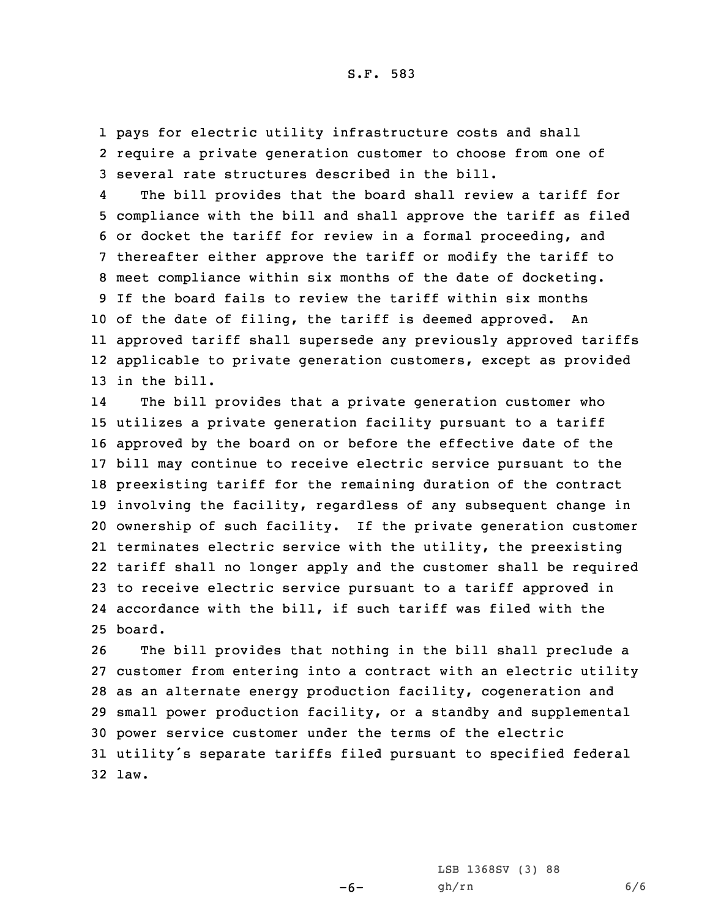pays for electric utility infrastructure costs and shall require a private generation customer to choose from one of several rate structures described in the bill.

The bill provides that the board shall review a tariff for compliance with the bill and shall approve the tariff as filed or docket the tariff for review in a formal proceeding, and thereafter either approve the tariff or modify the tariff to meet compliance within six months of the date of docketing. If the board fails to review the tariff within six months of the date of filing, the tariff is deemed approved. An approved tariff shall supersede any previously approved tariffs applicable to private generation customers, except as provided in the bill.

The bill provides that a private generation customer who utilizes a private generation facility pursuant to a tariff approved by the board on or before the effective date of the bill may continue to receive electric service pursuant to the preexisting tariff for the remaining duration of the contract involving the facility, regardless of any subsequent change in ownership of such facility. If the private generation customer terminates electric service with the utility, the preexisting tariff shall no longer apply and the customer shall be required to receive electric service pursuant to a tariff approved in accordance with the bill, if such tariff was filed with the board.

The bill provides that nothing in the bill shall preclude a customer from entering into a contract with an electric utility as an alternate energy production facility, cogeneration and small power production facility, or a standby and supplemental power service customer under the terms of the electric utility's separate tariffs filed pursuant to specified federal law.

LSB 1368SV (3) 88
gh/rn